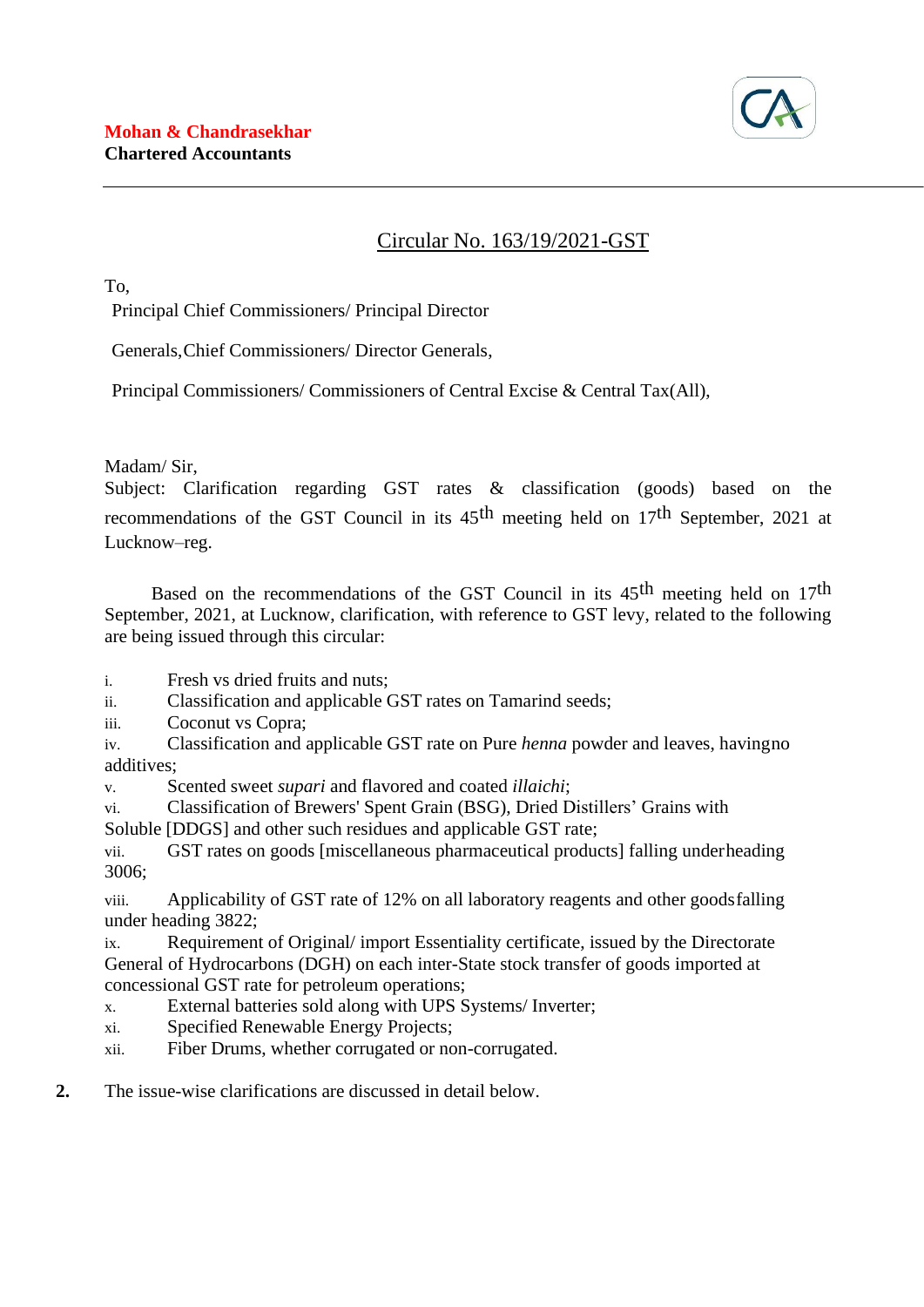**Mohan & Chandrasekhar**
**Chartered Accountants**

---

## Circular No. 163/19/2021-GST

To,

Principal Chief Commissioners/ Principal Director

Generals,Chief Commissioners/ Director Generals,

Principal Commissioners/ Commissioners of Central Excise & Central Tax(All),

Madam/ Sir,

Subject: Clarification regarding GST rates & classification (goods) based on the recommendations of the GST Council in its 45th meeting held on 17th September, 2021 at Lucknow–reg.

Based on the recommendations of the GST Council in its 45th meeting held on 17th September, 2021, at Lucknow, clarification, with reference to GST levy, related to the following are being issued through this circular:

i. Fresh vs dried fruits and nuts;

ii. Classification and applicable GST rates on Tamarind seeds;

iii. Coconut vs Copra;

iv. Classification and applicable GST rate on Pure *henna* powder and leaves, havingno additives;

v. Scented sweet *supari* and flavored and coated *illaichi*;

vi. Classification of Brewers' Spent Grain (BSG), Dried Distillers' Grains with Soluble [DDGS] and other such residues and applicable GST rate;

vii. GST rates on goods [miscellaneous pharmaceutical products] falling underheading 3006;

viii. Applicability of GST rate of 12% on all laboratory reagents and other goodsfalling under heading 3822;

ix. Requirement of Original/ import Essentiality certificate, issued by the Directorate General of Hydrocarbons (DGH) on each inter-State stock transfer of goods imported at concessional GST rate for petroleum operations;

x. External batteries sold along with UPS Systems/ Inverter;

xi. Specified Renewable Energy Projects;

xii. Fiber Drums, whether corrugated or non-corrugated.

**2.** The issue-wise clarifications are discussed in detail below.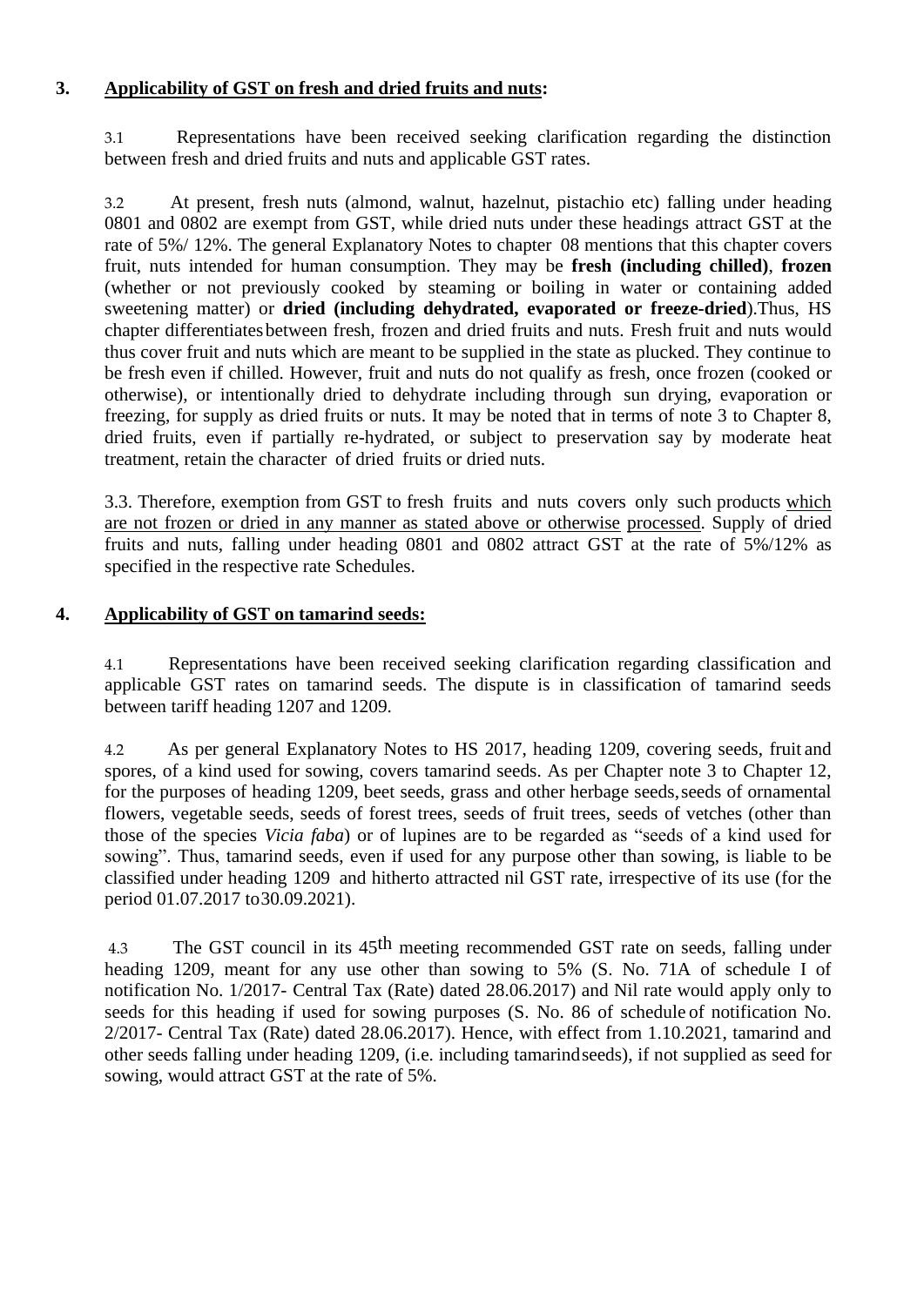## 3. Applicability of GST on fresh and dried fruits and nuts:

3.1 Representations have been received seeking clarification regarding the distinction between fresh and dried fruits and nuts and applicable GST rates.

3.2 At present, fresh nuts (almond, walnut, hazelnut, pistachio etc) falling under heading 0801 and 0802 are exempt from GST, while dried nuts under these headings attract GST at the rate of 5%/ 12%. The general Explanatory Notes to chapter 08 mentions that this chapter covers fruit, nuts intended for human consumption. They may be **fresh (including chilled)**, **frozen** (whether or not previously cooked by steaming or boiling in water or containing added sweetening matter) or **dried (including dehydrated, evaporated or freeze-dried**).Thus, HS chapter differentiates between fresh, frozen and dried fruits and nuts. Fresh fruit and nuts would thus cover fruit and nuts which are meant to be supplied in the state as plucked. They continue to be fresh even if chilled. However, fruit and nuts do not qualify as fresh, once frozen (cooked or otherwise), or intentionally dried to dehydrate including through sun drying, evaporation or freezing, for supply as dried fruits or nuts. It may be noted that in terms of note 3 to Chapter 8, dried fruits, even if partially re-hydrated, or subject to preservation say by moderate heat treatment, retain the character of dried fruits or dried nuts.

3.3. Therefore, exemption from GST to fresh fruits and nuts covers only such products which are not frozen or dried in any manner as stated above or otherwise processed. Supply of dried fruits and nuts, falling under heading 0801 and 0802 attract GST at the rate of 5%/12% as specified in the respective rate Schedules.

## 4. Applicability of GST on tamarind seeds:

4.1 Representations have been received seeking clarification regarding classification and applicable GST rates on tamarind seeds. The dispute is in classification of tamarind seeds between tariff heading 1207 and 1209.

4.2 As per general Explanatory Notes to HS 2017, heading 1209, covering seeds, fruit and spores, of a kind used for sowing, covers tamarind seeds. As per Chapter note 3 to Chapter 12, for the purposes of heading 1209, beet seeds, grass and other herbage seeds, seeds of ornamental flowers, vegetable seeds, seeds of forest trees, seeds of fruit trees, seeds of vetches (other than those of the species *Vicia faba*) or of lupines are to be regarded as "seeds of a kind used for sowing". Thus, tamarind seeds, even if used for any purpose other than sowing, is liable to be classified under heading 1209 and hitherto attracted nil GST rate, irrespective of its use (for the period 01.07.2017 to 30.09.2021).

4.3 The GST council in its 45th meeting recommended GST rate on seeds, falling under heading 1209, meant for any use other than sowing to 5% (S. No. 71A of schedule I of notification No. 1/2017- Central Tax (Rate) dated 28.06.2017) and Nil rate would apply only to seeds for this heading if used for sowing purposes (S. No. 86 of schedule of notification No. 2/2017- Central Tax (Rate) dated 28.06.2017). Hence, with effect from 1.10.2021, tamarind and other seeds falling under heading 1209, (i.e. including tamarind seeds), if not supplied as seed for sowing, would attract GST at the rate of 5%.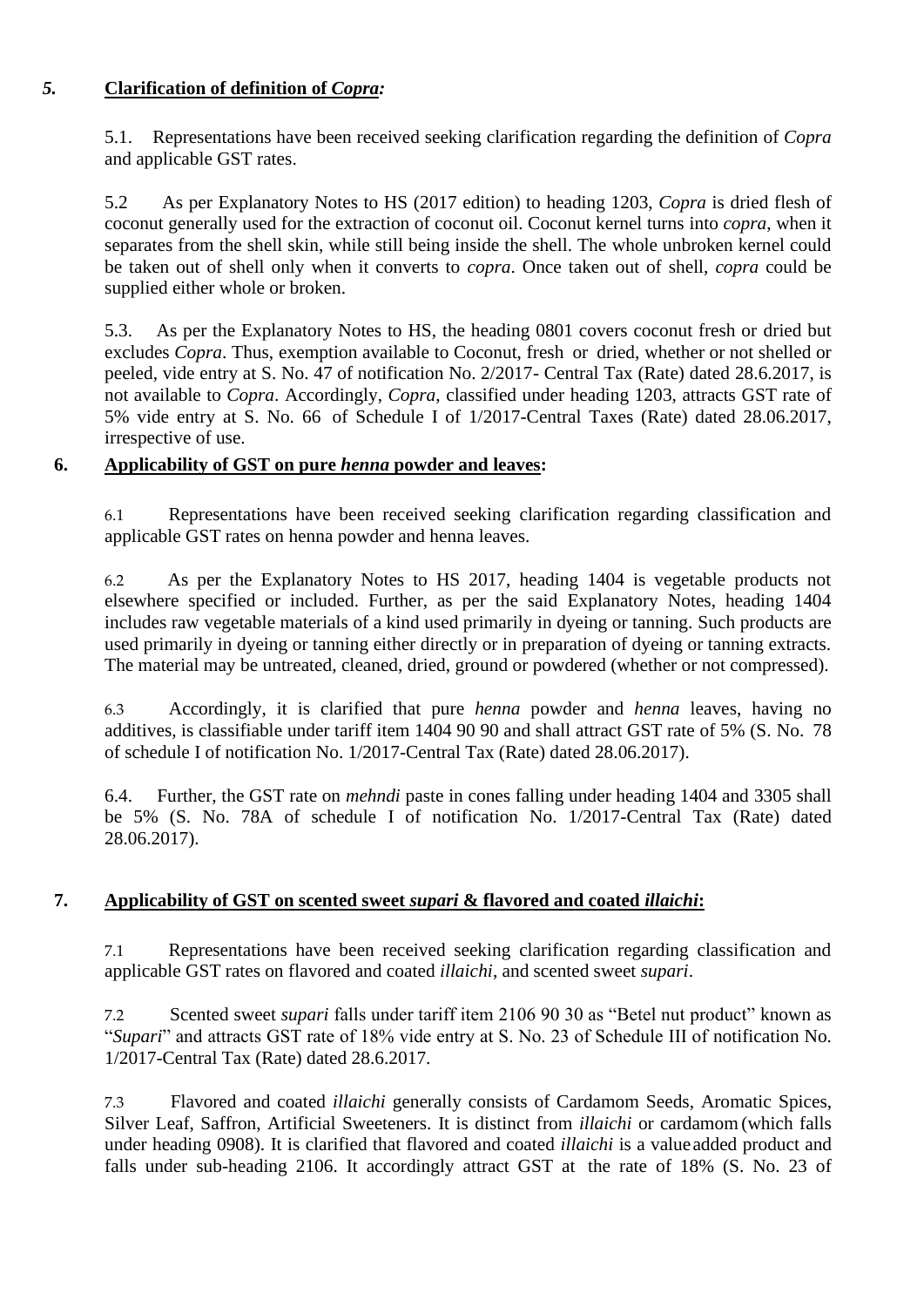## *5.* **Clarification of definition of *Copra:***

5.1. Representations have been received seeking clarification regarding the definition of *Copra* and applicable GST rates.

5.2 As per Explanatory Notes to HS (2017 edition) to heading 1203, *Copra* is dried flesh of coconut generally used for the extraction of coconut oil. Coconut kernel turns into *copra*, when it separates from the shell skin, while still being inside the shell. The whole unbroken kernel could be taken out of shell only when it converts to *copra*. Once taken out of shell, *copra* could be supplied either whole or broken.

5.3. As per the Explanatory Notes to HS, the heading 0801 covers coconut fresh or dried but excludes *Copra*. Thus, exemption available to Coconut, fresh or dried, whether or not shelled or peeled, vide entry at S. No. 47 of notification No. 2/2017- Central Tax (Rate) dated 28.6.2017, is not available to *Copra*. Accordingly, *Copra*, classified under heading 1203, attracts GST rate of 5% vide entry at S. No. 66 of Schedule I of 1/2017-Central Taxes (Rate) dated 28.06.2017, irrespective of use.

## **6. Applicability of GST on pure *henna* powder and leaves:**

6.1 Representations have been received seeking clarification regarding classification and applicable GST rates on henna powder and henna leaves.

6.2 As per the Explanatory Notes to HS 2017, heading 1404 is vegetable products not elsewhere specified or included. Further, as per the said Explanatory Notes, heading 1404 includes raw vegetable materials of a kind used primarily in dyeing or tanning. Such products are used primarily in dyeing or tanning either directly or in preparation of dyeing or tanning extracts. The material may be untreated, cleaned, dried, ground or powdered (whether or not compressed).

6.3 Accordingly, it is clarified that pure *henna* powder and *henna* leaves, having no additives, is classifiable under tariff item 1404 90 90 and shall attract GST rate of 5% (S. No. 78 of schedule I of notification No. 1/2017-Central Tax (Rate) dated 28.06.2017).

6.4. Further, the GST rate on *mehndi* paste in cones falling under heading 1404 and 3305 shall be 5% (S. No. 78A of schedule I of notification No. 1/2017-Central Tax (Rate) dated 28.06.2017).

## **7. Applicability of GST on scented sweet *supari* & flavored and coated *illaichi*:**

7.1 Representations have been received seeking clarification regarding classification and applicable GST rates on flavored and coated *illaichi*, and scented sweet *supari*.

7.2 Scented sweet *supari* falls under tariff item 2106 90 30 as "Betel nut product" known as "*Supari*" and attracts GST rate of 18% vide entry at S. No. 23 of Schedule III of notification No. 1/2017-Central Tax (Rate) dated 28.6.2017.

7.3 Flavored and coated *illaichi* generally consists of Cardamom Seeds, Aromatic Spices, Silver Leaf, Saffron, Artificial Sweeteners. It is distinct from *illaichi* or cardamom (which falls under heading 0908). It is clarified that flavored and coated *illaichi* is a value added product and falls under sub-heading 2106. It accordingly attract GST at the rate of 18% (S. No. 23 of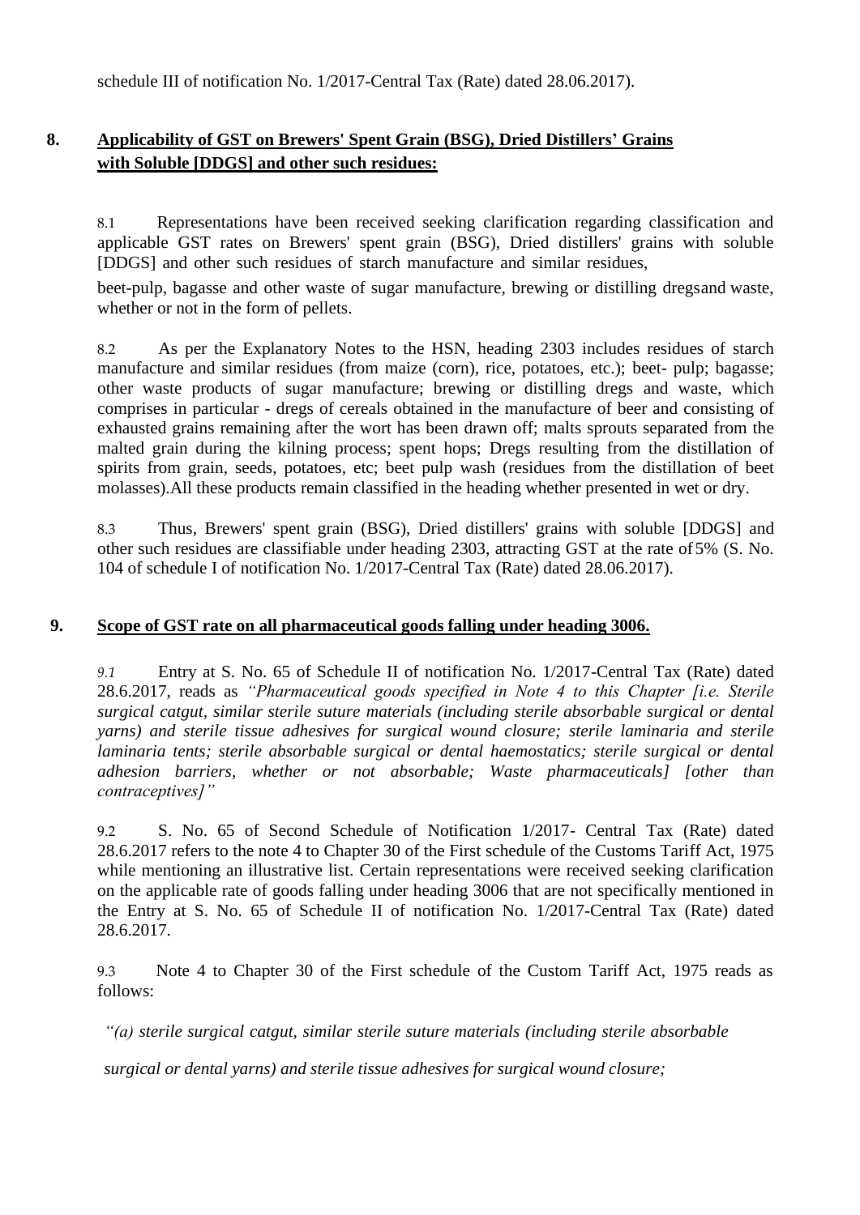schedule III of notification No. 1/2017-Central Tax (Rate) dated 28.06.2017).

## 8. Applicability of GST on Brewers' Spent Grain (BSG), Dried Distillers' Grains with Soluble [DDGS] and other such residues:

8.1 Representations have been received seeking clarification regarding classification and applicable GST rates on Brewers' spent grain (BSG), Dried distillers' grains with soluble [DDGS] and other such residues of starch manufacture and similar residues,

beet-pulp, bagasse and other waste of sugar manufacture, brewing or distilling dregsand waste, whether or not in the form of pellets.

8.2 As per the Explanatory Notes to the HSN, heading 2303 includes residues of starch manufacture and similar residues (from maize (corn), rice, potatoes, etc.); beet- pulp; bagasse; other waste products of sugar manufacture; brewing or distilling dregs and waste, which comprises in particular - dregs of cereals obtained in the manufacture of beer and consisting of exhausted grains remaining after the wort has been drawn off; malts sprouts separated from the malted grain during the kilning process; spent hops; Dregs resulting from the distillation of spirits from grain, seeds, potatoes, etc; beet pulp wash (residues from the distillation of beet molasses).All these products remain classified in the heading whether presented in wet or dry.

8.3 Thus, Brewers' spent grain (BSG), Dried distillers' grains with soluble [DDGS] and other such residues are classifiable under heading 2303, attracting GST at the rate of 5% (S. No. 104 of schedule I of notification No. 1/2017-Central Tax (Rate) dated 28.06.2017).

## 9. Scope of GST rate on all pharmaceutical goods falling under heading 3006.

*9.1* Entry at S. No. 65 of Schedule II of notification No. 1/2017-Central Tax (Rate) dated 28.6.2017, reads as *"Pharmaceutical goods specified in Note 4 to this Chapter [i.e. Sterile surgical catgut, similar sterile suture materials (including sterile absorbable surgical or dental yarns) and sterile tissue adhesives for surgical wound closure; sterile laminaria and sterile laminaria tents; sterile absorbable surgical or dental haemostatics; sterile surgical or dental adhesion barriers, whether or not absorbable; Waste pharmaceuticals] [other than contraceptives]"*

9.2 S. No. 65 of Second Schedule of Notification 1/2017- Central Tax (Rate) dated 28.6.2017 refers to the note 4 to Chapter 30 of the First schedule of the Customs Tariff Act, 1975 while mentioning an illustrative list. Certain representations were received seeking clarification on the applicable rate of goods falling under heading 3006 that are not specifically mentioned in the Entry at S. No. 65 of Schedule II of notification No. 1/2017-Central Tax (Rate) dated 28.6.2017.

9.3 Note 4 to Chapter 30 of the First schedule of the Custom Tariff Act, 1975 reads as follows:

*"(a) sterile surgical catgut, similar sterile suture materials (including sterile absorbable surgical or dental yarns) and sterile tissue adhesives for surgical wound closure;*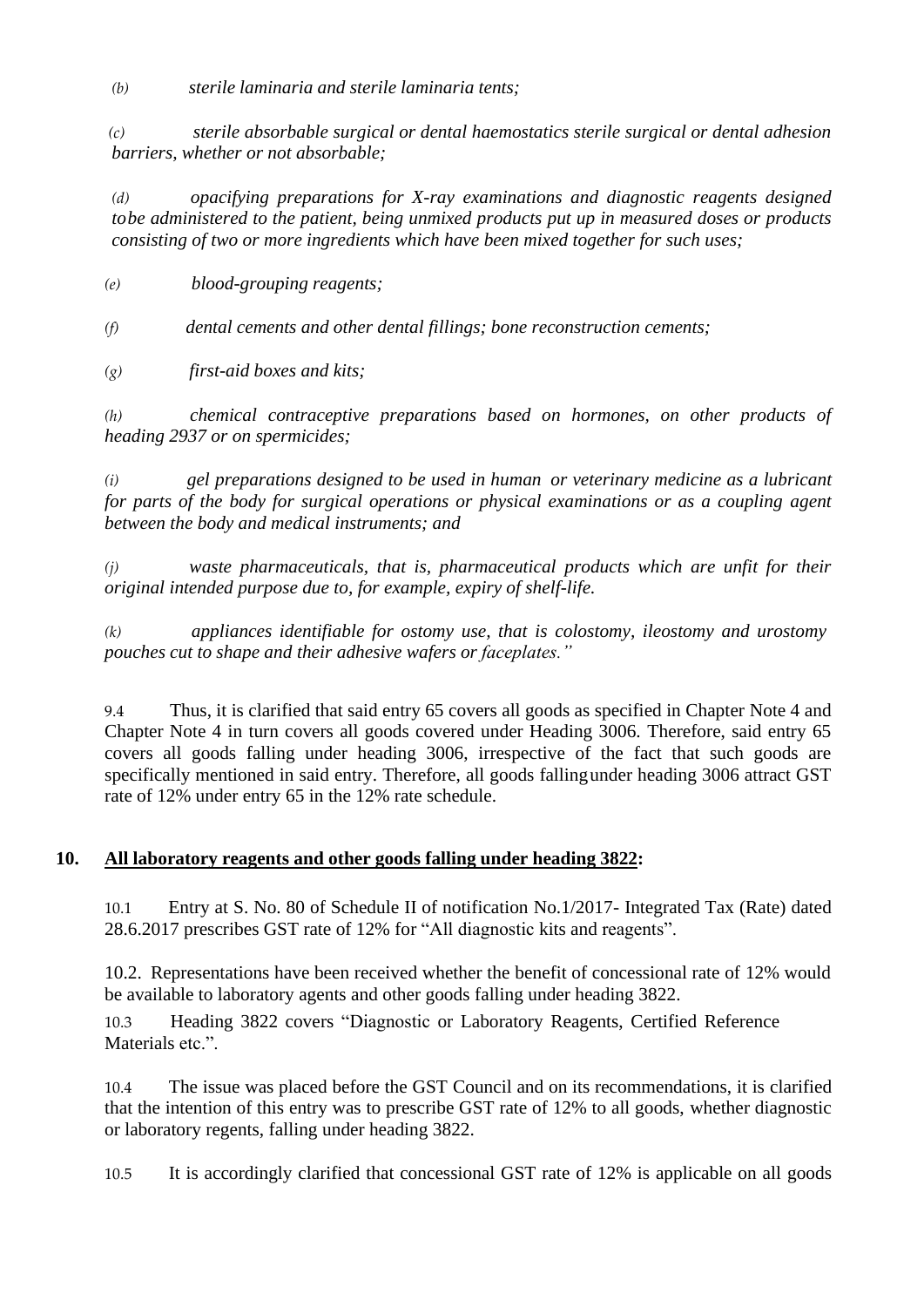*(b) sterile laminaria and sterile laminaria tents;*

*(c) sterile absorbable surgical or dental haemostatics sterile surgical or dental adhesion barriers, whether or not absorbable;*

*(d) opacifying preparations for X-ray examinations and diagnostic reagents designed tobe administered to the patient, being unmixed products put up in measured doses or products consisting of two or more ingredients which have been mixed together for such uses;*

*(e) blood-grouping reagents;*

*(f) dental cements and other dental fillings; bone reconstruction cements;*

*(g) first-aid boxes and kits;*

*(h) chemical contraceptive preparations based on hormones, on other products of heading 2937 or on spermicides;*

*(i) gel preparations designed to be used in human or veterinary medicine as a lubricant for parts of the body for surgical operations or physical examinations or as a coupling agent between the body and medical instruments; and*

*(j) waste pharmaceuticals, that is, pharmaceutical products which are unfit for their original intended purpose due to, for example, expiry of shelf-life.*

*(k) appliances identifiable for ostomy use, that is colostomy, ileostomy and urostomy pouches cut to shape and their adhesive wafers or faceplates."*

9.4 Thus, it is clarified that said entry 65 covers all goods as specified in Chapter Note 4 and Chapter Note 4 in turn covers all goods covered under Heading 3006. Therefore, said entry 65 covers all goods falling under heading 3006, irrespective of the fact that such goods are specifically mentioned in said entry. Therefore, all goods fallingunder heading 3006 attract GST rate of 12% under entry 65 in the 12% rate schedule.

**10. All laboratory reagents and other goods falling under heading 3822:**

10.1 Entry at S. No. 80 of Schedule II of notification No.1/2017- Integrated Tax (Rate) dated 28.6.2017 prescribes GST rate of 12% for "All diagnostic kits and reagents".

10.2. Representations have been received whether the benefit of concessional rate of 12% would be available to laboratory agents and other goods falling under heading 3822.

10.3 Heading 3822 covers "Diagnostic or Laboratory Reagents, Certified Reference Materials etc.".

10.4 The issue was placed before the GST Council and on its recommendations, it is clarified that the intention of this entry was to prescribe GST rate of 12% to all goods, whether diagnostic or laboratory regents, falling under heading 3822.

10.5 It is accordingly clarified that concessional GST rate of 12% is applicable on all goods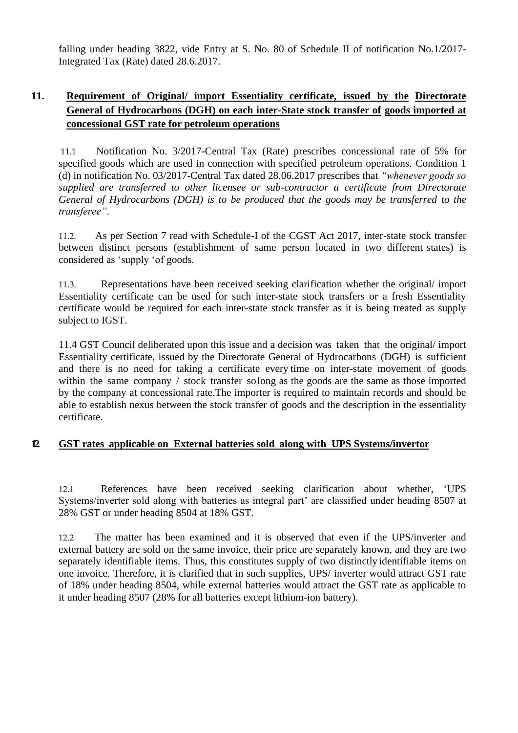falling under heading 3822, vide Entry at S. No. 80 of Schedule II of notification No.1/2017-Integrated Tax (Rate) dated 28.6.2017.

## 11. **Requirement of Original/ import Essentiality certificate, issued by the Directorate General of Hydrocarbons (DGH) on each inter-State stock transfer of goods imported at concessional GST rate for petroleum operations**

11.1 Notification No. 3/2017-Central Tax (Rate) prescribes concessional rate of 5% for specified goods which are used in connection with specified petroleum operations. Condition 1 (d) in notification No. 03/2017-Central Tax dated 28.06.2017 prescribes that *"whenever goods so supplied are transferred to other licensee or sub-contractor a certificate from Directorate General of Hydrocarbons (DGH) is to be produced that the goods may be transferred to the transferee"*.

11.2. As per Section 7 read with Schedule-I of the CGST Act 2017, inter-state stock transfer between distinct persons (establishment of same person located in two different states) is considered as 'supply 'of goods.

11.3. Representations have been received seeking clarification whether the original/ import Essentiality certificate can be used for such inter-state stock transfers or a fresh Essentiality certificate would be required for each inter-state stock transfer as it is being treated as supply subject to IGST.

11.4 GST Council deliberated upon this issue and a decision was taken that the original/ import Essentiality certificate, issued by the Directorate General of Hydrocarbons (DGH) is sufficient and there is no need for taking a certificate every time on inter-state movement of goods within the same company / stock transfer so long as the goods are the same as those imported by the company at concessional rate.The importer is required to maintain records and should be able to establish nexus between the stock transfer of goods and the description in the essentiality certificate.

## 12. **GST rates applicable on External batteries sold along with UPS Systems/invertor**

12.1 References have been received seeking clarification about whether, 'UPS Systems/inverter sold along with batteries as integral part' are classified under heading 8507 at 28% GST or under heading 8504 at 18% GST.

12.2 The matter has been examined and it is observed that even if the UPS/inverter and external battery are sold on the same invoice, their price are separately known, and they are two separately identifiable items. Thus, this constitutes supply of two distinctly identifiable items on one invoice. Therefore, it is clarified that in such supplies, UPS/ inverter would attract GST rate of 18% under heading 8504, while external batteries would attract the GST rate as applicable to it under heading 8507 (28% for all batteries except lithium-ion battery).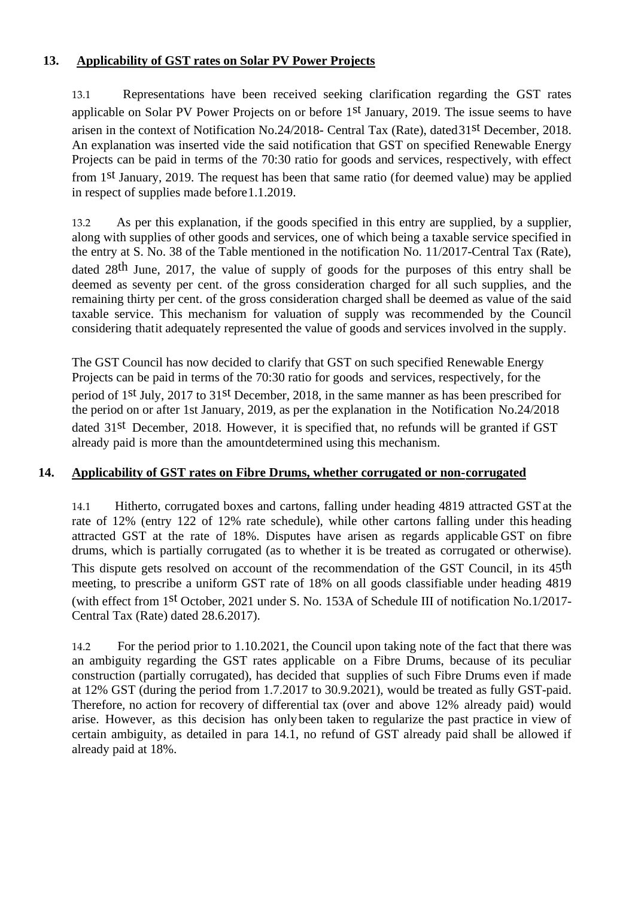## 13. Applicability of GST rates on Solar PV Power Projects

13.1 Representations have been received seeking clarification regarding the GST rates applicable on Solar PV Power Projects on or before 1st January, 2019. The issue seems to have arisen in the context of Notification No.24/2018- Central Tax (Rate), dated 31st December, 2018. An explanation was inserted vide the said notification that GST on specified Renewable Energy Projects can be paid in terms of the 70:30 ratio for goods and services, respectively, with effect from 1st January, 2019. The request has been that same ratio (for deemed value) may be applied in respect of supplies made before 1.1.2019.

13.2 As per this explanation, if the goods specified in this entry are supplied, by a supplier, along with supplies of other goods and services, one of which being a taxable service specified in the entry at S. No. 38 of the Table mentioned in the notification No. 11/2017-Central Tax (Rate), dated 28th June, 2017, the value of supply of goods for the purposes of this entry shall be deemed as seventy per cent. of the gross consideration charged for all such supplies, and the remaining thirty per cent. of the gross consideration charged shall be deemed as value of the said taxable service. This mechanism for valuation of supply was recommended by the Council considering that it adequately represented the value of goods and services involved in the supply.

The GST Council has now decided to clarify that GST on such specified Renewable Energy Projects can be paid in terms of the 70:30 ratio for goods and services, respectively, for the period of 1st July, 2017 to 31st December, 2018, in the same manner as has been prescribed for the period on or after 1st January, 2019, as per the explanation in the Notification No.24/2018 dated 31st December, 2018. However, it is specified that, no refunds will be granted if GST already paid is more than the amount determined using this mechanism.

## 14. Applicability of GST rates on Fibre Drums, whether corrugated or non-corrugated

14.1 Hitherto, corrugated boxes and cartons, falling under heading 4819 attracted GST at the rate of 12% (entry 122 of 12% rate schedule), while other cartons falling under this heading attracted GST at the rate of 18%. Disputes have arisen as regards applicable GST on fibre drums, which is partially corrugated (as to whether it is be treated as corrugated or otherwise). This dispute gets resolved on account of the recommendation of the GST Council, in its 45th meeting, to prescribe a uniform GST rate of 18% on all goods classifiable under heading 4819 (with effect from 1st October, 2021 under S. No. 153A of Schedule III of notification No.1/2017-Central Tax (Rate) dated 28.6.2017).

14.2 For the period prior to 1.10.2021, the Council upon taking note of the fact that there was an ambiguity regarding the GST rates applicable on a Fibre Drums, because of its peculiar construction (partially corrugated), has decided that supplies of such Fibre Drums even if made at 12% GST (during the period from 1.7.2017 to 30.9.2021), would be treated as fully GST-paid. Therefore, no action for recovery of differential tax (over and above 12% already paid) would arise. However, as this decision has only been taken to regularize the past practice in view of certain ambiguity, as detailed in para 14.1, no refund of GST already paid shall be allowed if already paid at 18%.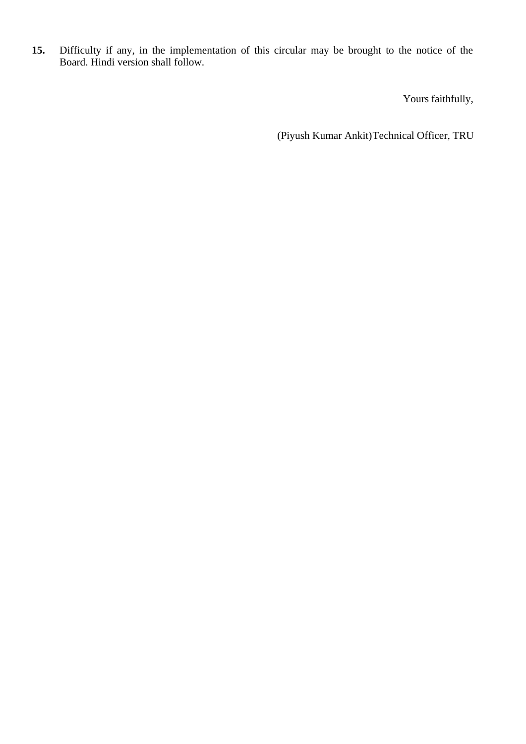**15.** Difficulty if any, in the implementation of this circular may be brought to the notice of the Board. Hindi version shall follow.

Yours faithfully,

(Piyush Kumar Ankit)Technical Officer, TRU